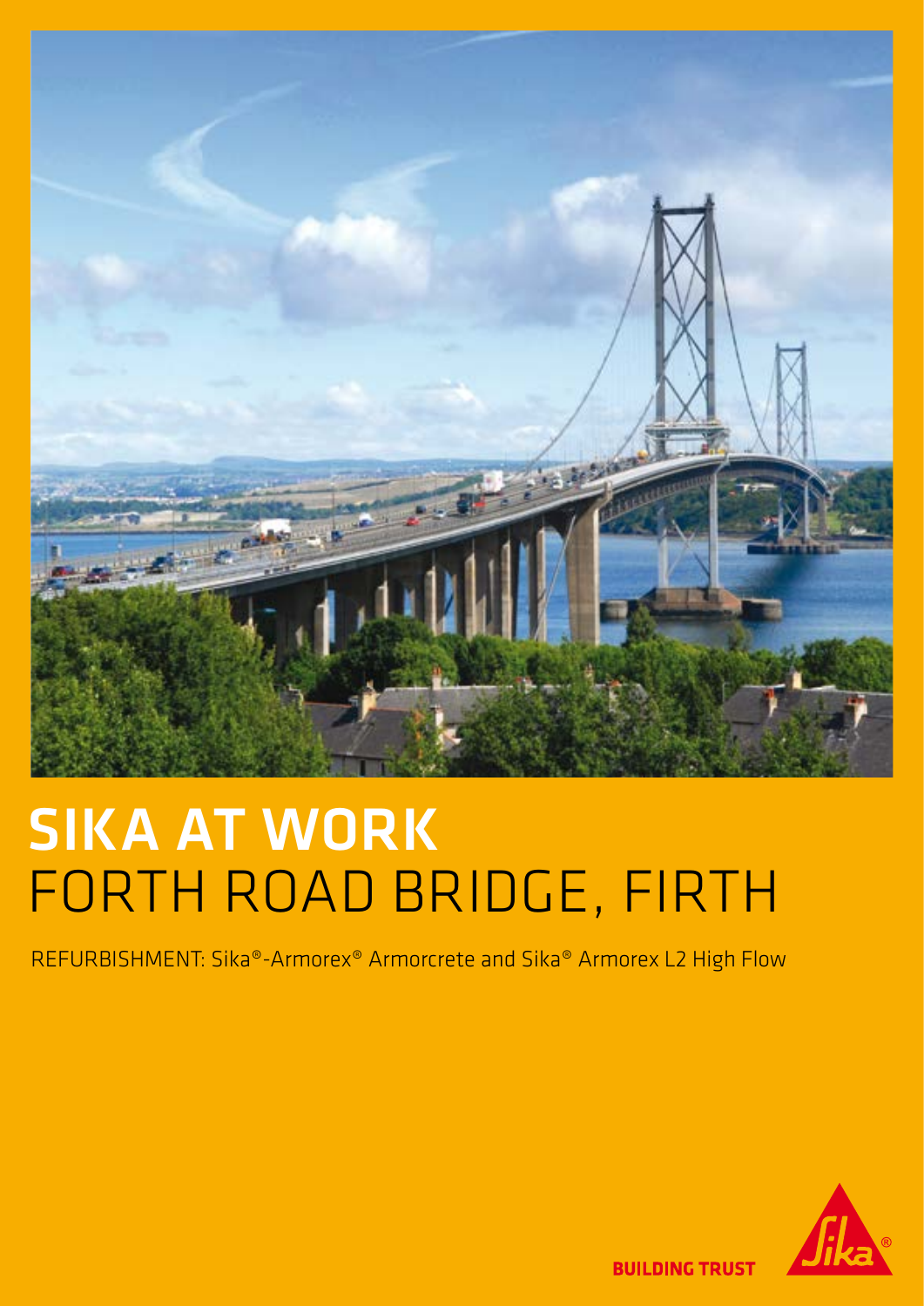# SIKA AT WORK
# FORTH ROAD BRIDGE, FIRTH

REFURBISHMENT: Sika®-Armorex® Armorcrete and Sika® Armorex L2 High Flow

BUILDING TRUST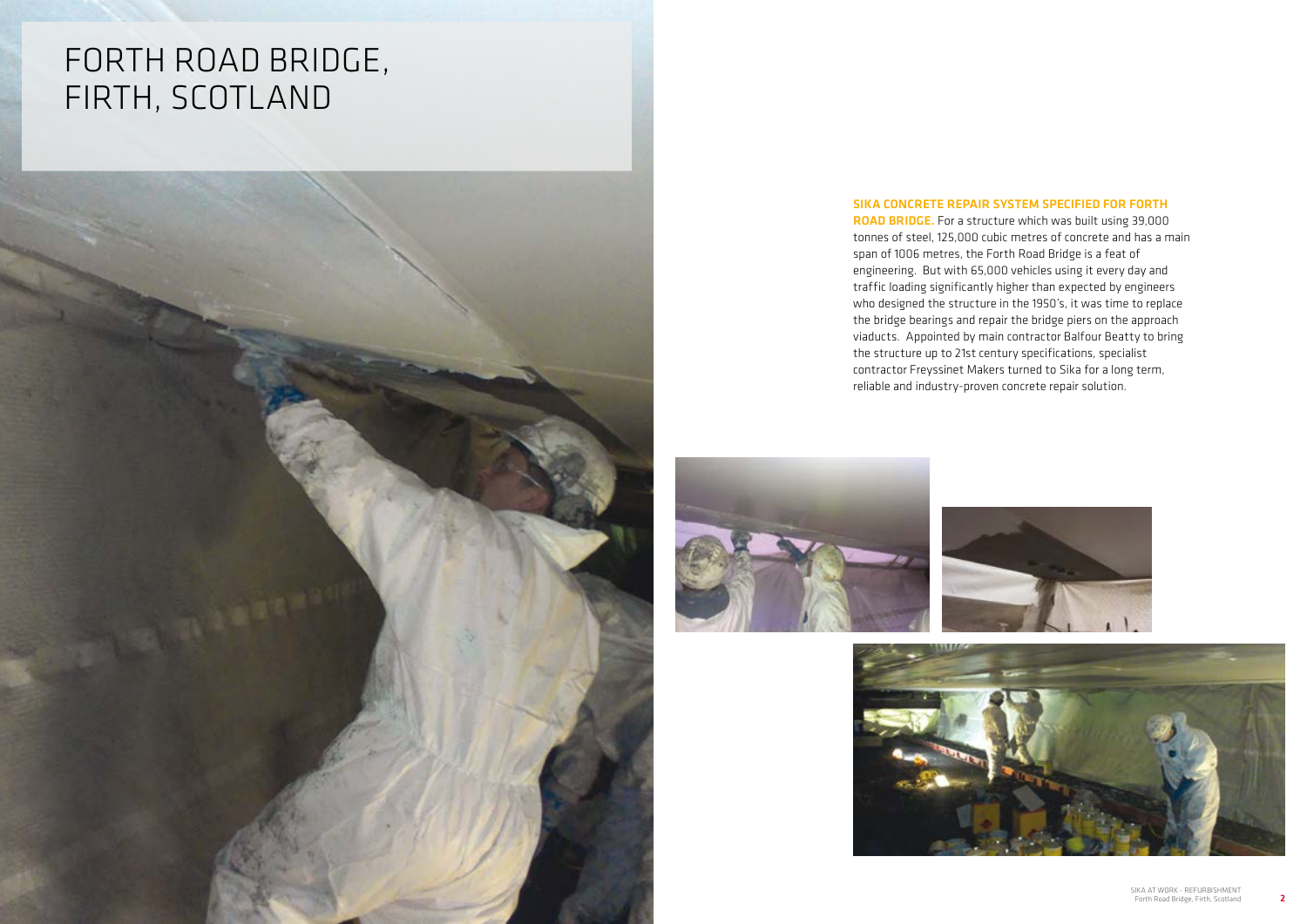# FORTH ROAD BRIDGE, FIRTH, SCOTLAND

**SIKA CONCRETE REPAIR SYSTEM SPECIFIED FOR FORTH ROAD BRIDGE.** For a structure which was built using 39,000 tonnes of steel, 125,000 cubic metres of concrete and has a main span of 1006 metres, the Forth Road Bridge is a feat of engineering. But with 65,000 vehicles using it every day and traffic loading significantly higher than expected by engineers who designed the structure in the 1950's, it was time to replace the bridge bearings and repair the bridge piers on the approach viaducts. Appointed by main contractor Balfour Beatty to bring the structure up to 21st century specifications, specialist contractor Freyssinet Makers turned to Sika for a long term, reliable and industry-proven concrete repair solution.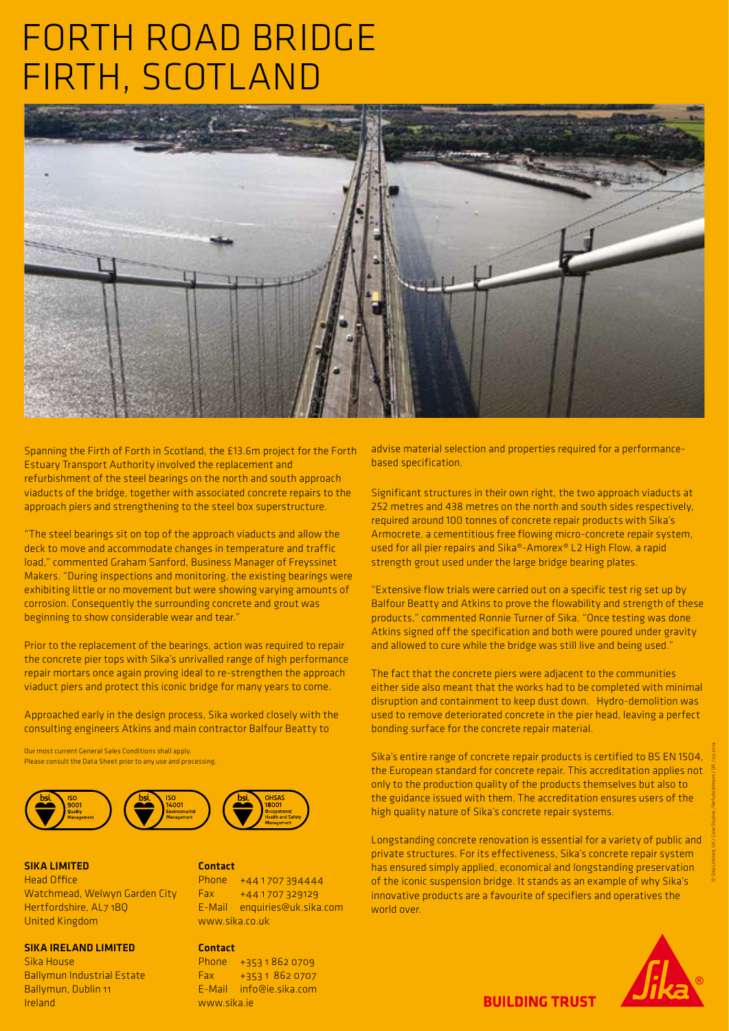# FORTH ROAD BRIDGE FIRTH, SCOTLAND

Spanning the Firth of Forth in Scotland, the £13.6m project for the Forth Estuary Transport Authority involved the replacement and refurbishment of the steel bearings on the north and south approach viaducts of the bridge, together with associated concrete repairs to the approach piers and strengthening to the steel box superstructure.

"The steel bearings sit on top of the approach viaducts and allow the deck to move and accommodate changes in temperature and traffic load," commented Graham Sanford, Business Manager of Freyssinet Makers. "During inspections and monitoring, the existing bearings were exhibiting little or no movement but were showing varying amounts of corrosion. Consequently the surrounding concrete and grout was beginning to show considerable wear and tear."

Prior to the replacement of the bearings, action was required to repair the concrete pier tops with Sika's unrivalled range of high performance repair mortars once again proving ideal to re-strengthen the approach viaduct piers and protect this iconic bridge for many years to come.

Approached early in the design process, Sika worked closely with the consulting engineers Atkins and main contractor Balfour Beatty to advise material selection and properties required for a performance-based specification.

Significant structures in their own right, the two approach viaducts at 252 metres and 438 metres on the north and south sides respectively, required around 100 tonnes of concrete repair products with Sika's Armocrete, a cementitious free flowing micro-concrete repair system, used for all pier repairs and Sika®-Amorex® L2 High Flow, a rapid strength grout used under the large bridge bearing plates.

"Extensive flow trials were carried out on a specific test rig set up by Balfour Beatty and Atkins to prove the flowability and strength of these products," commented Ronnie Turner of Sika. "Once testing was done Atkins signed off the specification and both were poured under gravity and allowed to cure while the bridge was still live and being used."

The fact that the concrete piers were adjacent to the communities either side also meant that the works had to be completed with minimal disruption and containment to keep dust down. Hydro-demolition was used to remove deteriorated concrete in the pier head, leaving a perfect bonding surface for the concrete repair material.

Sika's entire range of concrete repair products is certified to BS EN 1504, the European standard for concrete repair. This accreditation applies not only to the production quality of the products themselves but also to the guidance issued with them. The accreditation ensures users of the high quality nature of Sika's concrete repair systems.

Longstanding concrete renovation is essential for a variety of public and private structures. For its effectiveness, Sika's concrete repair system has ensured simply applied, economical and longstanding preservation of the iconic suspension bridge. It stands as an example of why Sika's innovative products are a favourite of specifiers and operatives the world over.

Our most current General Sales Conditions shall apply.
Please consult the Data Sheet prior to any use and processing.

bsi. ISO 9001 Quality Management
bsi. ISO 14001 Environmental Management
bsi. OHSAS 18001 Occupational Health and Safety Management

**SIKA LIMITED**
Head Office
Watchmead, Welwyn Garden City
Hertfordshire, AL7 1BQ
United Kingdom

**Contact**
Phone +44 1707 394444
Fax +44 1707 329129
E-Mail enquiries@uk.sika.com
www.sika.co.uk

**SIKA IRELAND LIMITED**
Sika House
Ballymun Industrial Estate
Ballymun, Dublin 11
Ireland

**Contact**
Phone +353 1 862 0709
Fax +353 1 862 0707
E-Mail info@ie.sika.com
www.sika.ie

**BUILDING TRUST**